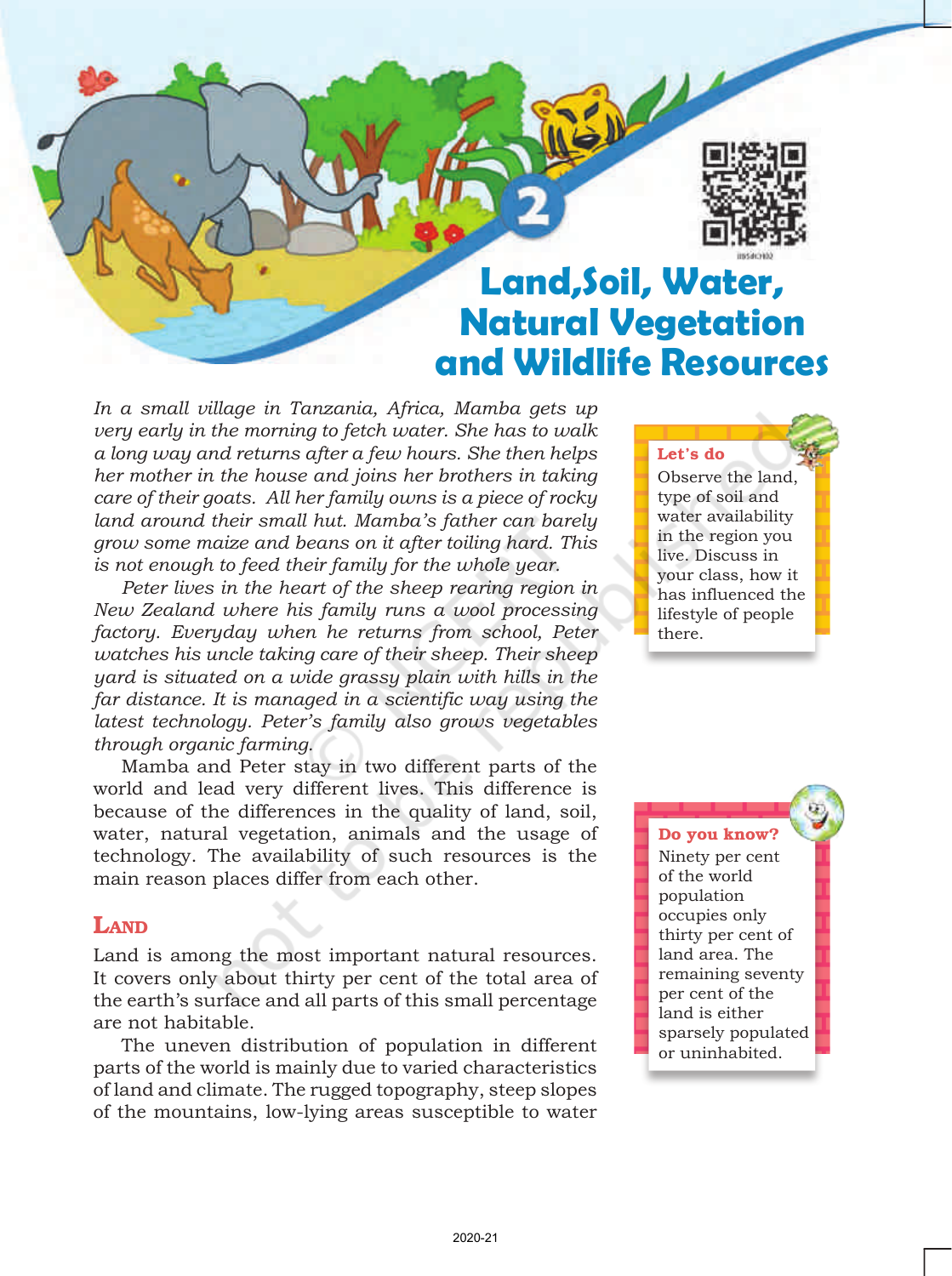# 2 Land,Soil, Water, Natural Vegetation and Wildlife Resources

*In a small village in Tanzania, Africa, Mamba gets up very early in the morning to fetch water. She has to walk a long way and returns after a few hours. She then helps her mother in the house and joins her brothers in taking care of their goats. All her family owns is a piece of rocky land around their small hut. Mamba's father can barely grow some maize and beans on it after toiling hard. This is not enough to feed their family for the whole year.*

*Peter lives in the heart of the sheep rearing region in New Zealand where his family runs a wool processing factory. Everyday when he returns from school, Peter watches his uncle taking care of their sheep. Their sheep yard is situated on a wide grassy plain with hills in the far distance. It is managed in a scientific way using the latest technology. Peter's family also grows vegetables through organic farming.*

Mamba and Peter stay in two different parts of the world and lead very different lives. This difference is because of the differences in the quality of land, soil, water, natural vegetation, animals and the usage of technology. The availability of such resources is the main reason places differ from each other.

> **Let's do**
> Observe the land, type of soil and water availability in the region you live. Discuss in your class, how it has influenced the lifestyle of people there.

## LAND

Land is among the most important natural resources. It covers only about thirty per cent of the total area of the earth's surface and all parts of this small percentage are not habitable.

The uneven distribution of population in different parts of the world is mainly due to varied characteristics of land and climate. The rugged topography, steep slopes of the mountains, low-lying areas susceptible to water

> **Do you know?**
> Ninety per cent of the world population occupies only thirty per cent of land area. The remaining seventy per cent of the land is either sparsely populated or uninhabited.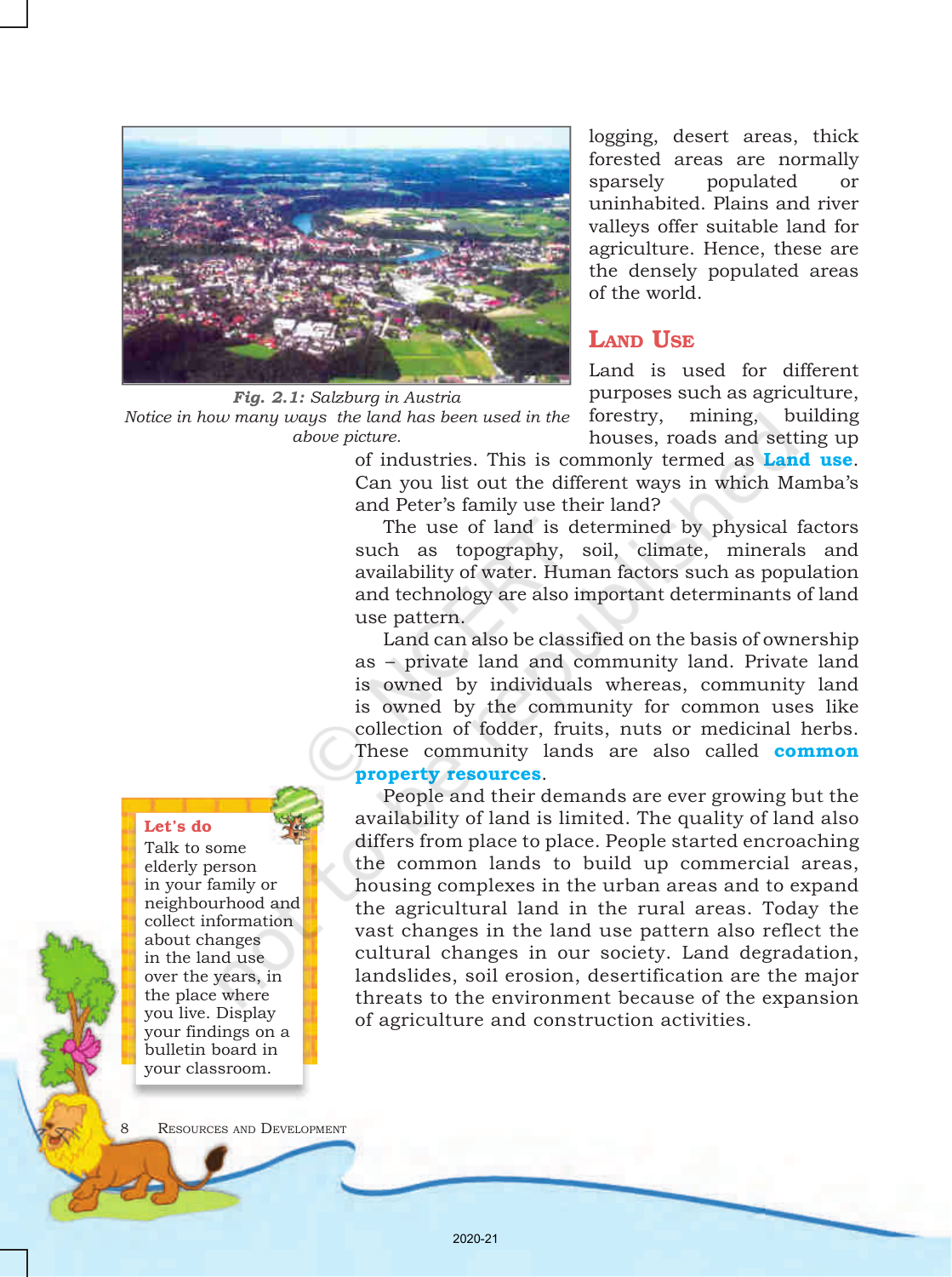logging, desert areas, thick forested areas are normally sparsely populated or uninhabited. Plains and river valleys offer suitable land for agriculture. Hence, these are the densely populated areas of the world.

*Fig. 2.1: Salzburg in Austria*
*Notice in how many ways the land has been used in the above picture.*

## Land Use

Land is used for different purposes such as agriculture, forestry, mining, building houses, roads and setting up of industries. This is commonly termed as **Land use**. Can you list out the different ways in which Mamba's and Peter's family use their land?

The use of land is determined by physical factors such as topography, soil, climate, minerals and availability of water. Human factors such as population and technology are also important determinants of land use pattern.

Land can also be classified on the basis of ownership as – private land and community land. Private land is owned by individuals whereas, community land is owned by the community for common uses like collection of fodder, fruits, nuts or medicinal herbs. These community lands are also called **common property resources**.

People and their demands are ever growing but the availability of land is limited. The quality of land also differs from place to place. People started encroaching the common lands to build up commercial areas, housing complexes in the urban areas and to expand the agricultural land in the rural areas. Today the vast changes in the land use pattern also reflect the cultural changes in our society. Land degradation, landslides, soil erosion, desertification are the major threats to the environment because of the expansion of agriculture and construction activities.

**Let's do**

Talk to some elderly person in your family or neighbourhood and collect information about changes in the land use over the years, in the place where you live. Display your findings on a bulletin board in your classroom.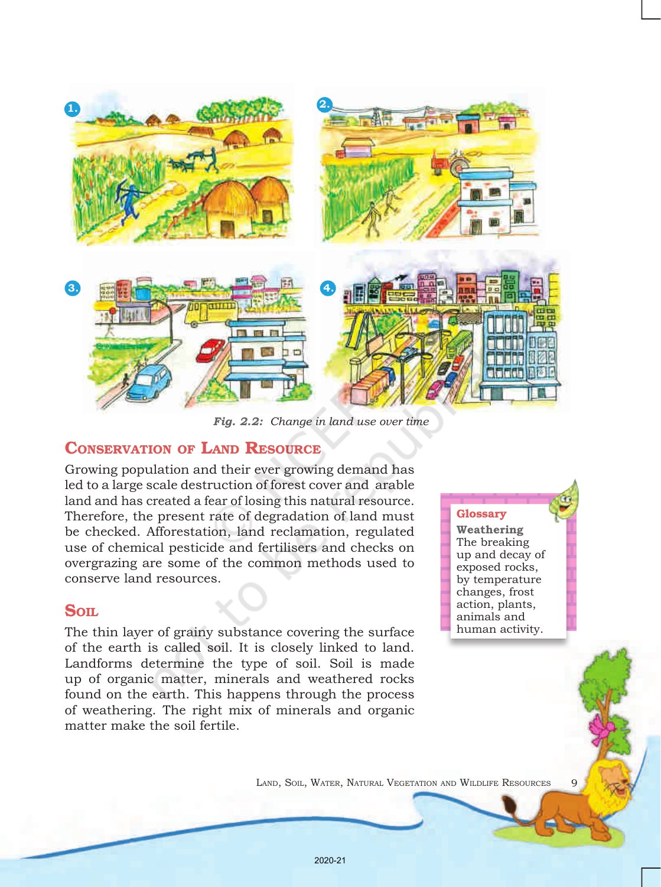Fig. 2.2: *Change in land use over time*

## Conservation of Land Resource

Growing population and their ever growing demand has led to a large scale destruction of forest cover and arable land and has created a fear of losing this natural resource. Therefore, the present rate of degradation of land must be checked. Afforestation, land reclamation, regulated use of chemical pesticide and fertilisers and checks on overgrazing are some of the common methods used to conserve land resources.

> **Glossary**
>
> **Weathering**
> The breaking up and decay of exposed rocks, by temperature changes, frost action, plants, animals and human activity.

## Soil

The thin layer of grainy substance covering the surface of the earth is called soil. It is closely linked to land. Landforms determine the type of soil. Soil is made up of organic matter, minerals and weathered rocks found on the earth. This happens through the process of weathering. The right mix of minerals and organic matter make the soil fertile.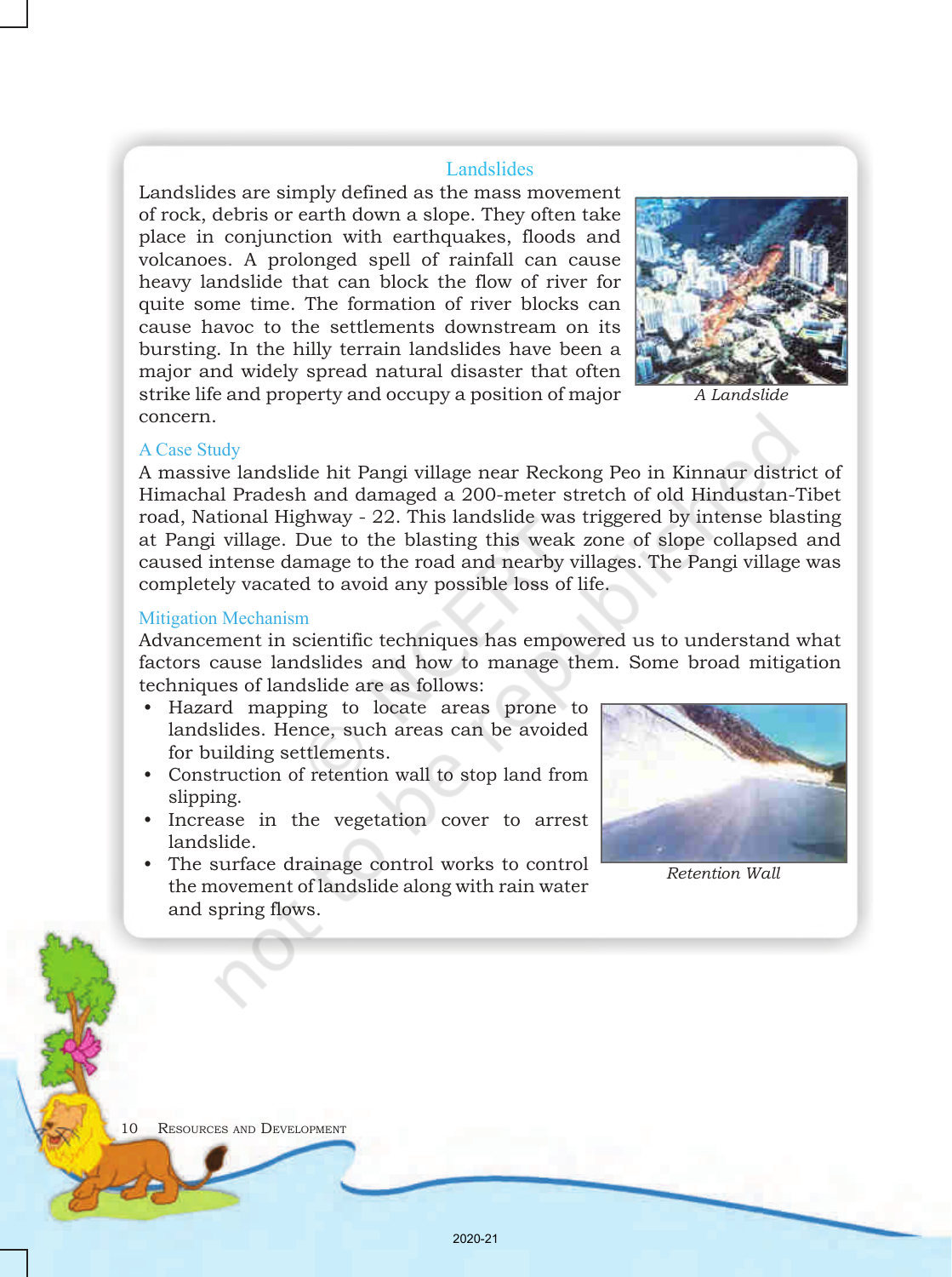## Landslides

Landslides are simply defined as the mass movement of rock, debris or earth down a slope. They often take place in conjunction with earthquakes, floods and volcanoes. A prolonged spell of rainfall can cause heavy landslide that can block the flow of river for quite some time. The formation of river blocks can cause havoc to the settlements downstream on its bursting. In the hilly terrain landslides have been a major and widely spread natural disaster that often strike life and property and occupy a position of major concern.

*A Landslide*

### A Case Study

A massive landslide hit Pangi village near Reckong Peo in Kinnaur district of Himachal Pradesh and damaged a 200-meter stretch of old Hindustan-Tibet road, National Highway - 22. This landslide was triggered by intense blasting at Pangi village. Due to the blasting this weak zone of slope collapsed and caused intense damage to the road and nearby villages. The Pangi village was completely vacated to avoid any possible loss of life.

### Mitigation Mechanism

Advancement in scientific techniques has empowered us to understand what factors cause landslides and how to manage them. Some broad mitigation techniques of landslide are as follows:

- Hazard mapping to locate areas prone to landslides. Hence, such areas can be avoided for building settlements.
- Construction of retention wall to stop land from slipping.
- Increase in the vegetation cover to arrest landslide.
- The surface drainage control works to control the movement of landslide along with rain water and spring flows.

*Retention Wall*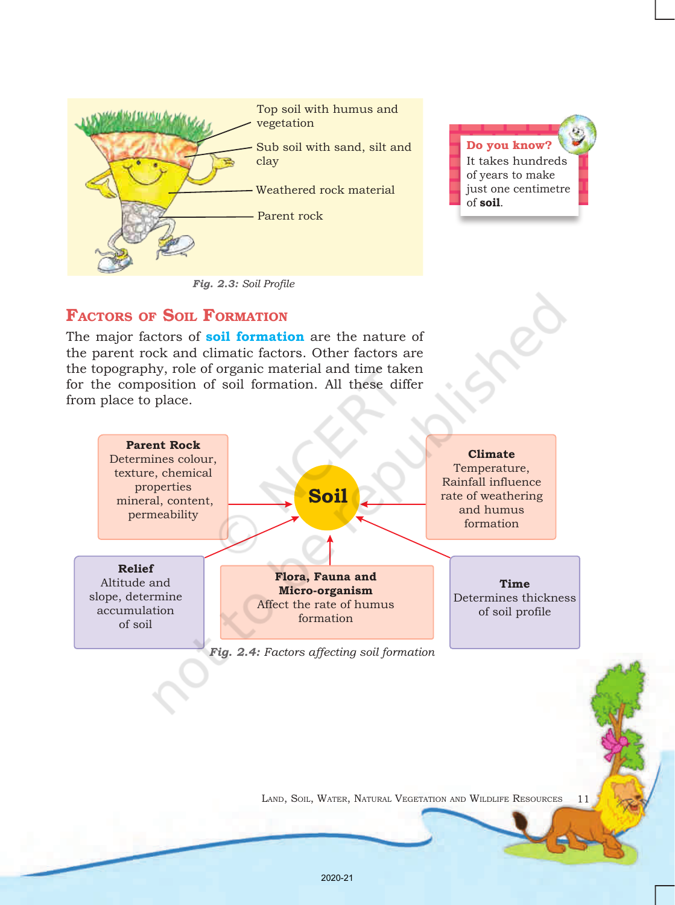Top soil with humus and vegetation

Sub soil with sand, silt and clay

Weathered rock material

Parent rock

*Fig. 2.3: Soil Profile*

> **Do you know?**
> It takes hundreds of years to make just one centimetre of **soil**.

## Factors of Soil Formation

The major factors of **soil formation** are the nature of the parent rock and climatic factors. Other factors are the topography, role of organic material and time taken for the composition of soil formation. All these differ from place to place.

**Soil**

**Parent Rock**
Determines colour, texture, chemical properties mineral, content, permeability

**Climate**
Temperature, Rainfall influence rate of weathering and humus formation

**Relief**
Altitude and slope, determine accumulation of soil

**Flora, Fauna and Micro-organism**
Affect the rate of humus formation

**Time**
Determines thickness of soil profile

*Fig. 2.4: Factors affecting soil formation*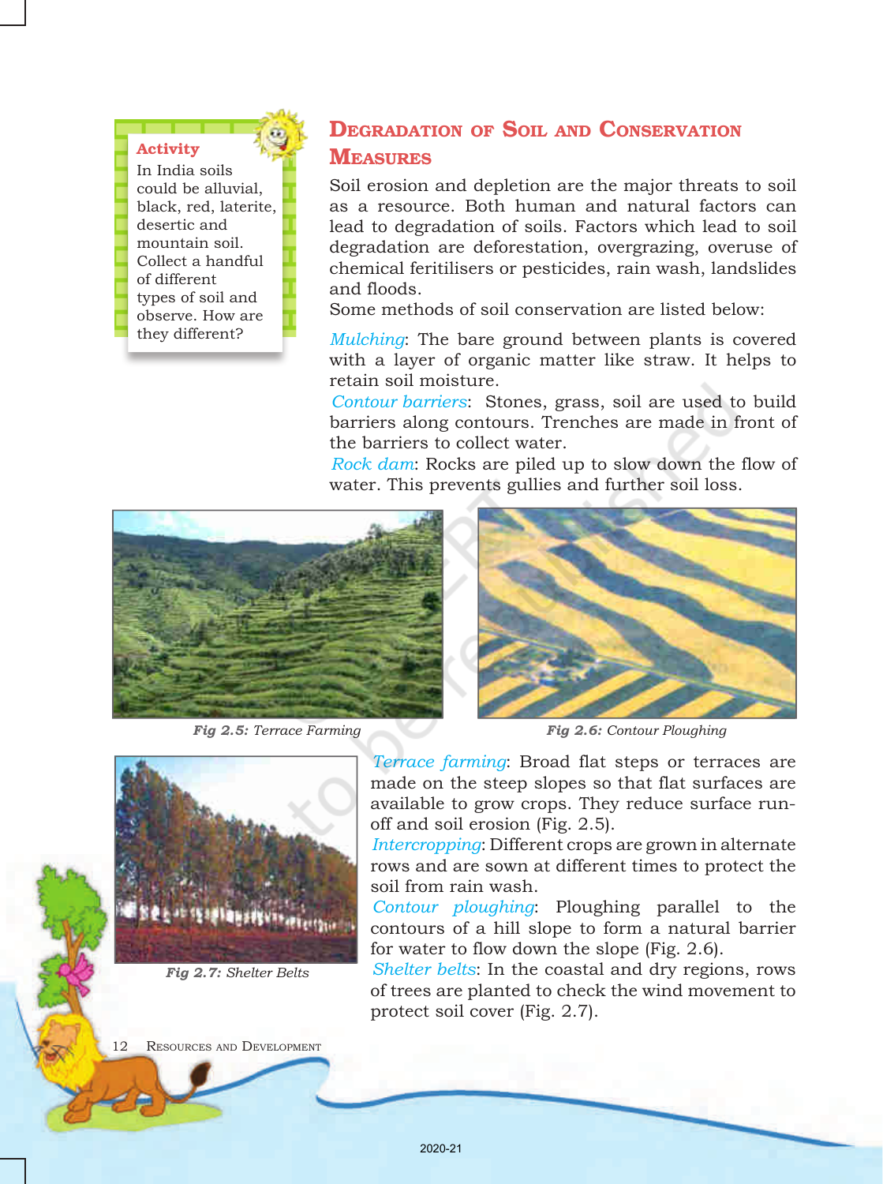**Activity**

In India soils could be alluvial, black, red, laterite, desertic and mountain soil. Collect a handful of different types of soil and observe. How are they different?

## Degradation of Soil and Conservation Measures

Soil erosion and depletion are the major threats to soil as a resource. Both human and natural factors can lead to degradation of soils. Factors which lead to soil degradation are deforestation, overgrazing, overuse of chemical feritilisers or pesticides, rain wash, landslides and floods.

Some methods of soil conservation are listed below:

*Mulching*: The bare ground between plants is covered with a layer of organic matter like straw. It helps to retain soil moisture.

*Contour barriers*: Stones, grass, soil are used to build barriers along contours. Trenches are made in front of the barriers to collect water.

*Rock dam*: Rocks are piled up to slow down the flow of water. This prevents gullies and further soil loss.

***Fig 2.5:*** *Terrace Farming*

***Fig 2.6:*** *Contour Ploughing*

*Terrace farming*: Broad flat steps or terraces are made on the steep slopes so that flat surfaces are available to grow crops. They reduce surface run-off and soil erosion (Fig. 2.5).

*Intercropping*: Different crops are grown in alternate rows and are sown at different times to protect the soil from rain wash.

*Contour ploughing*: Ploughing parallel to the contours of a hill slope to form a natural barrier for water to flow down the slope (Fig. 2.6).

*Shelter belts*: In the coastal and dry regions, rows of trees are planted to check the wind movement to protect soil cover (Fig. 2.7).

***Fig 2.7:*** *Shelter Belts*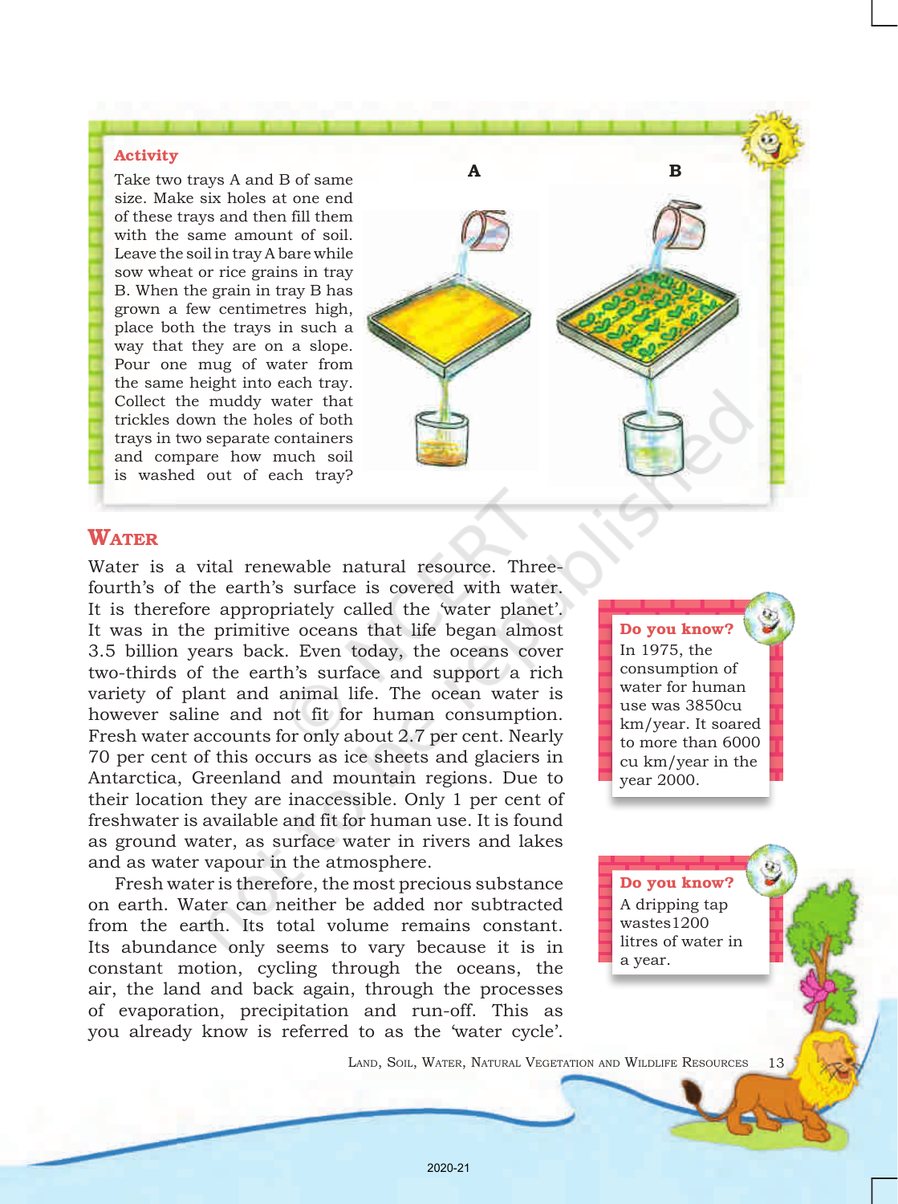### Activity

Take two trays A and B of same size. Make six holes at one end of these trays and then fill them with the same amount of soil. Leave the soil in tray A bare while sow wheat or rice grains in tray B. When the grain in tray B has grown a few centimetres high, place both the trays in such a way that they are on a slope. Pour one mug of water from the same height into each tray. Collect the muddy water that trickles down the holes of both trays in two separate containers and compare how much soil is washed out of each tray?

A B

## WATER

Water is a vital renewable natural resource. Three-fourth's of the earth's surface is covered with water. It is therefore appropriately called the 'water planet'. It was in the primitive oceans that life began almost 3.5 billion years back. Even today, the oceans cover two-thirds of the earth's surface and support a rich variety of plant and animal life. The ocean water is however saline and not fit for human consumption. Fresh water accounts for only about 2.7 per cent. Nearly 70 per cent of this occurs as ice sheets and glaciers in Antarctica, Greenland and mountain regions. Due to their location they are inaccessible. Only 1 per cent of freshwater is available and fit for human use. It is found as ground water, as surface water in rivers and lakes and as water vapour in the atmosphere.

Fresh water is therefore, the most precious substance on earth. Water can neither be added nor subtracted from the earth. Its total volume remains constant. Its abundance only seems to vary because it is in constant motion, cycling through the oceans, the air, the land and back again, through the processes of evaporation, precipitation and run-off. This as you already know is referred to as the 'water cycle'.

**Do you know?**
In 1975, the consumption of water for human use was 3850cu km/year. It soared to more than 6000 cu km/year in the year 2000.

**Do you know?**
A dripping tap wastes1200 litres of water in a year.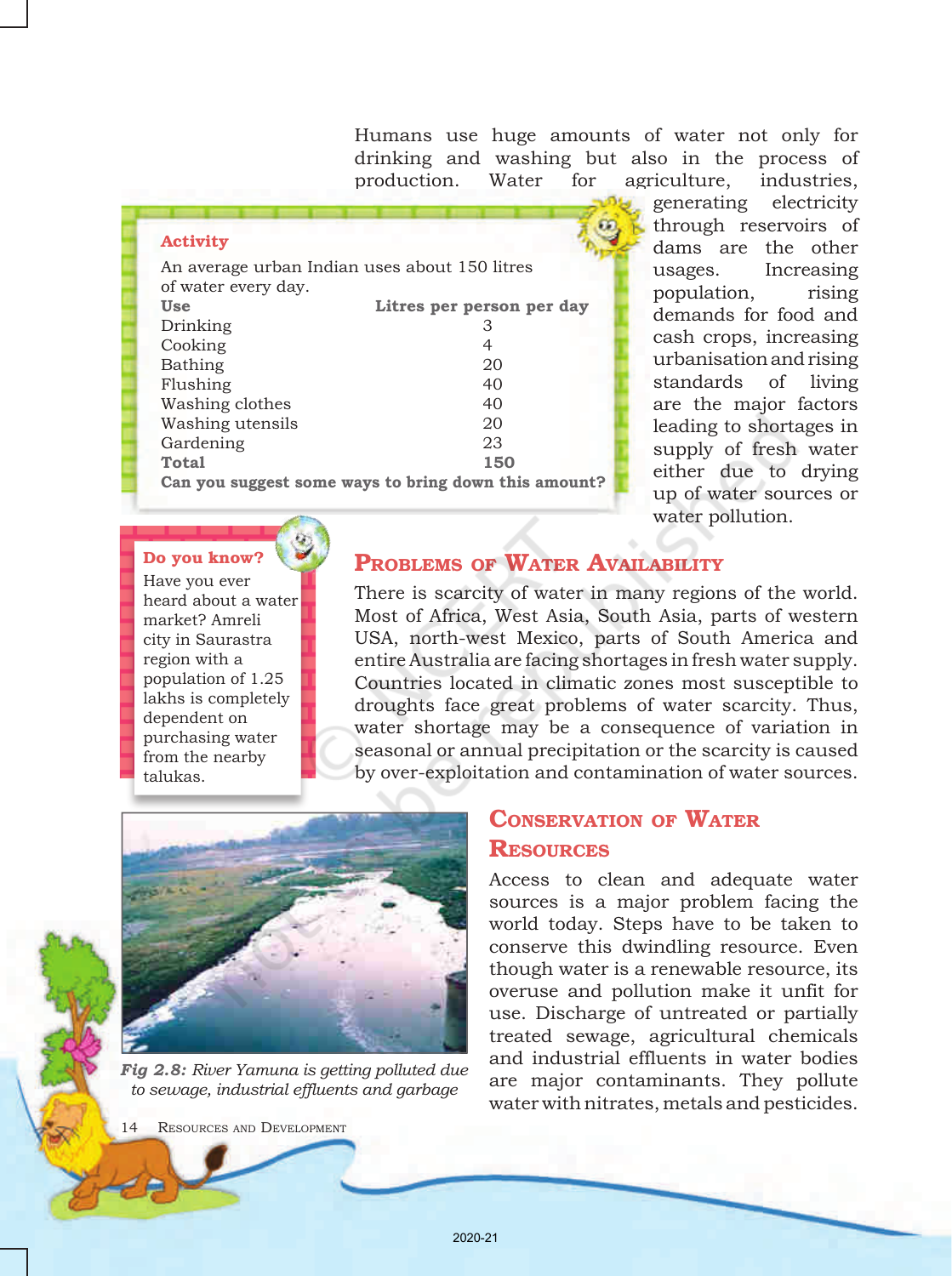Humans use huge amounts of water not only for drinking and washing but also in the process of production. Water for agriculture, industries, generating electricity through reservoirs of dams are the other usages. Increasing population, rising demands for food and cash crops, increasing urbanisation and rising standards of living are the major factors leading to shortages in supply of fresh water either due to drying up of water sources or water pollution.

**Activity**

An average urban Indian uses about 150 litres of water every day.

| Use | Litres per person per day |
|---|---|
| Drinking | 3 |
| Cooking | 4 |
| Bathing | 20 |
| Flushing | 40 |
| Washing clothes | 40 |
| Washing utensils | 20 |
| Gardening | 23 |
| **Total** | **150** |

**Can you suggest some ways to bring down this amount?**

**Do you know?**

Have you ever heard about a water market? Amreli city in Saurastra region with a population of 1.25 lakhs is completely dependent on purchasing water from the nearby talukas.

## Problems of Water Availability

There is scarcity of water in many regions of the world. Most of Africa, West Asia, South Asia, parts of western USA, north-west Mexico, parts of South America and entire Australia are facing shortages in fresh water supply. Countries located in climatic zones most susceptible to droughts face great problems of water scarcity. Thus, water shortage may be a consequence of variation in seasonal or annual precipitation or the scarcity is caused by over-exploitation and contamination of water sources.

*Fig 2.8: River Yamuna is getting polluted due to sewage, industrial effluents and garbage*

## Conservation of Water Resources

Access to clean and adequate water sources is a major problem facing the world today. Steps have to be taken to conserve this dwindling resource. Even though water is a renewable resource, its overuse and pollution make it unfit for use. Discharge of untreated or partially treated sewage, agricultural chemicals and industrial effluents in water bodies are major contaminants. They pollute water with nitrates, metals and pesticides.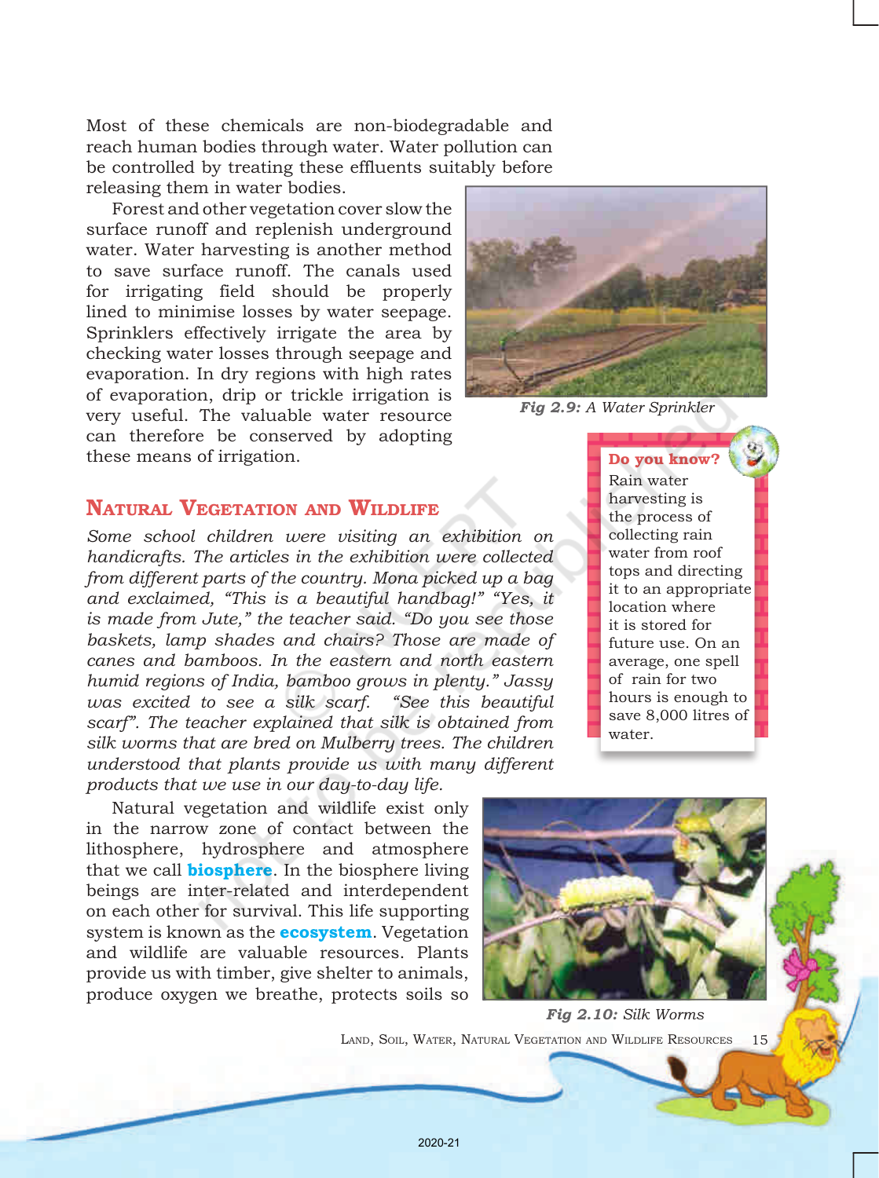Most of these chemicals are non-biodegradable and reach human bodies through water. Water pollution can be controlled by treating these effluents suitably before releasing them in water bodies.

Forest and other vegetation cover slow the surface runoff and replenish underground water. Water harvesting is another method to save surface runoff. The canals used for irrigating field should be properly lined to minimise losses by water seepage. Sprinklers effectively irrigate the area by checking water losses through seepage and evaporation. In dry regions with high rates of evaporation, drip or trickle irrigation is very useful. The valuable water resource can therefore be conserved by adopting these means of irrigation.

*Fig 2.9: A Water Sprinkler*

**Do you know?**
Rain water harvesting is the process of collecting rain water from roof tops and directing it to an appropriate location where it is stored for future use. On an average, one spell of rain for two hours is enough to save 8,000 litres of water.

## Natural Vegetation and Wildlife

*Some school children were visiting an exhibition on handicrafts. The articles in the exhibition were collected from different parts of the country. Mona picked up a bag and exclaimed, "This is a beautiful handbag!" "Yes, it is made from Jute," the teacher said. "Do you see those baskets, lamp shades and chairs? Those are made of canes and bamboos. In the eastern and north eastern humid regions of India, bamboo grows in plenty." Jassy was excited to see a silk scarf. "See this beautiful scarf". The teacher explained that silk is obtained from silk worms that are bred on Mulberry trees. The children understood that plants provide us with many different products that we use in our day-to-day life.*

Natural vegetation and wildlife exist only in the narrow zone of contact between the lithosphere, hydrosphere and atmosphere that we call **biosphere**. In the biosphere living beings are inter-related and interdependent on each other for survival. This life supporting system is known as the **ecosystem**. Vegetation and wildlife are valuable resources. Plants provide us with timber, give shelter to animals, produce oxygen we breathe, protects soils so

*Fig 2.10: Silk Worms*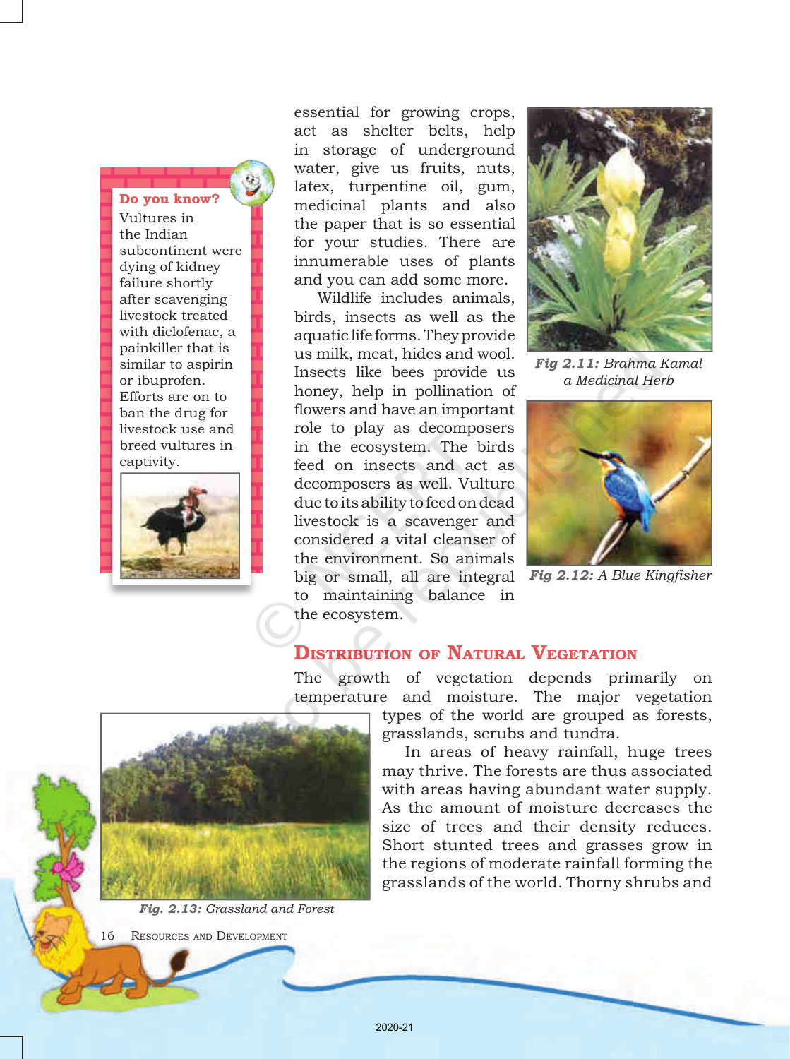essential for growing crops, act as shelter belts, help in storage of underground water, give us fruits, nuts, latex, turpentine oil, gum, medicinal plants and also the paper that is so essential for your studies. There are innumerable uses of plants and you can add some more.

Wildlife includes animals, birds, insects as well as the aquatic life forms. They provide us milk, meat, hides and wool. Insects like bees provide us honey, help in pollination of flowers and have an important role to play as decomposers in the ecosystem. The birds feed on insects and act as decomposers as well. Vulture due to its ability to feed on dead livestock is a scavenger and considered a vital cleanser of the environment. So animals big or small, all are integral to maintaining balance in the ecosystem.

**Do you know?**

Vultures in the Indian subcontinent were dying of kidney failure shortly after scavenging livestock treated with diclofenac, a painkiller that is similar to aspirin or ibuprofen. Efforts are on to ban the drug for livestock use and breed vultures in captivity.

***Fig 2.11:*** *Brahma Kamal a Medicinal Herb*

***Fig 2.12:*** *A Blue Kingfisher*

## Distribution of Natural Vegetation

The growth of vegetation depends primarily on temperature and moisture. The major vegetation types of the world are grouped as forests, grasslands, scrubs and tundra.

In areas of heavy rainfall, huge trees may thrive. The forests are thus associated with areas having abundant water supply. As the amount of moisture decreases the size of trees and their density reduces. Short stunted trees and grasses grow in the regions of moderate rainfall forming the grasslands of the world. Thorny shrubs and

***Fig. 2.13:*** *Grassland and Forest*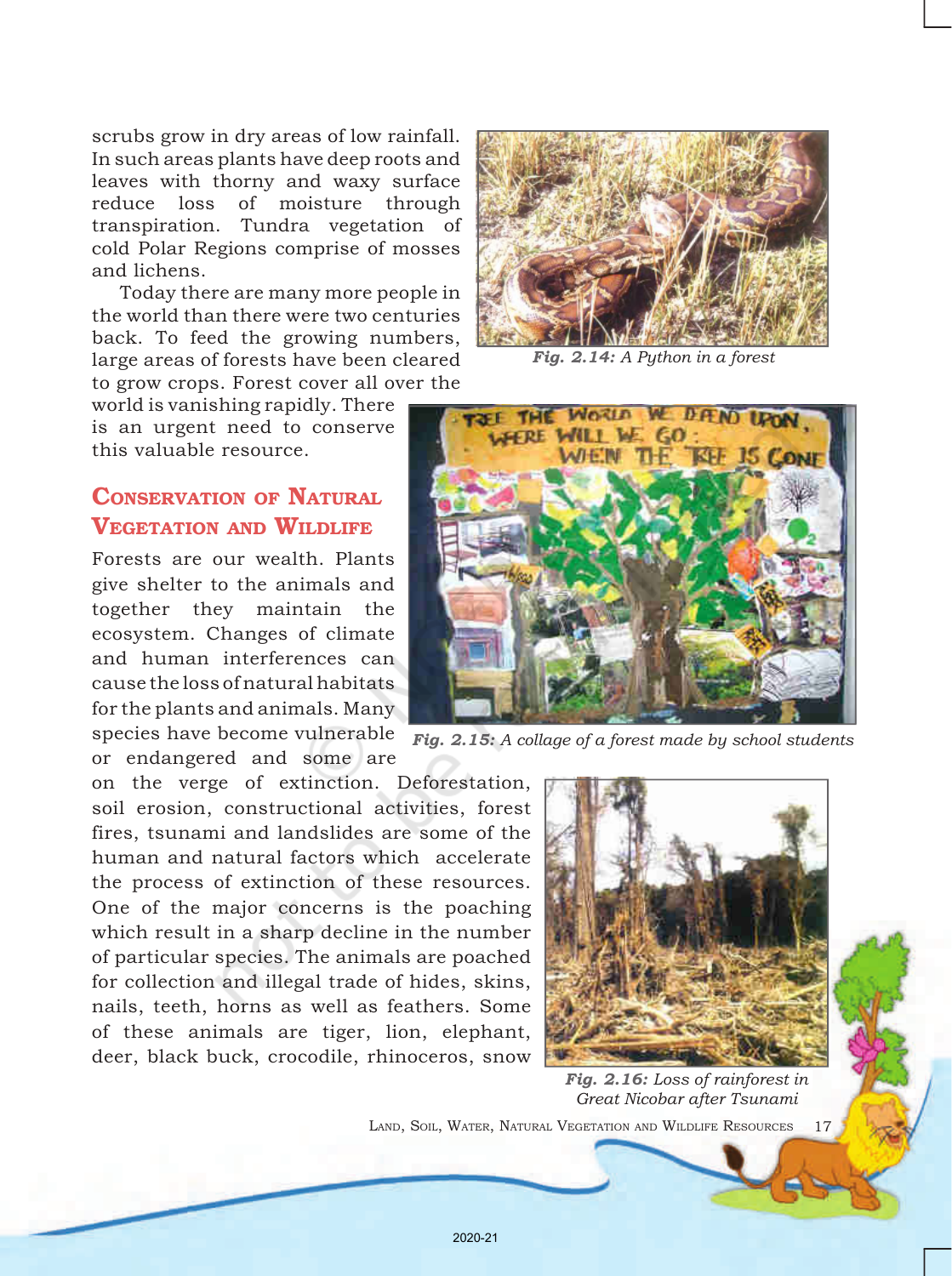scrubs grow in dry areas of low rainfall. In such areas plants have deep roots and leaves with thorny and waxy surface reduce loss of moisture through transpiration. Tundra vegetation of cold Polar Regions comprise of mosses and lichens.

Today there are many more people in the world than there were two centuries back. To feed the growing numbers, large areas of forests have been cleared to grow crops. Forest cover all over the world is vanishing rapidly. There is an urgent need to conserve this valuable resource.

*Fig. 2.14: A Python in a forest*

*Fig. 2.15: A collage of a forest made by school students*

## Conservation of Natural Vegetation and Wildlife

Forests are our wealth. Plants give shelter to the animals and together they maintain the ecosystem. Changes of climate and human interferences can cause the loss of natural habitats for the plants and animals. Many species have become vulnerable or endangered and some are on the verge of extinction. Deforestation, soil erosion, constructional activities, forest fires, tsunami and landslides are some of the human and natural factors which accelerate the process of extinction of these resources. One of the major concerns is the poaching which result in a sharp decline in the number of particular species. The animals are poached for collection and illegal trade of hides, skins, nails, teeth, horns as well as feathers. Some of these animals are tiger, lion, elephant, deer, black buck, crocodile, rhinoceros, snow

*Fig. 2.16: Loss of rainforest in Great Nicobar after Tsunami*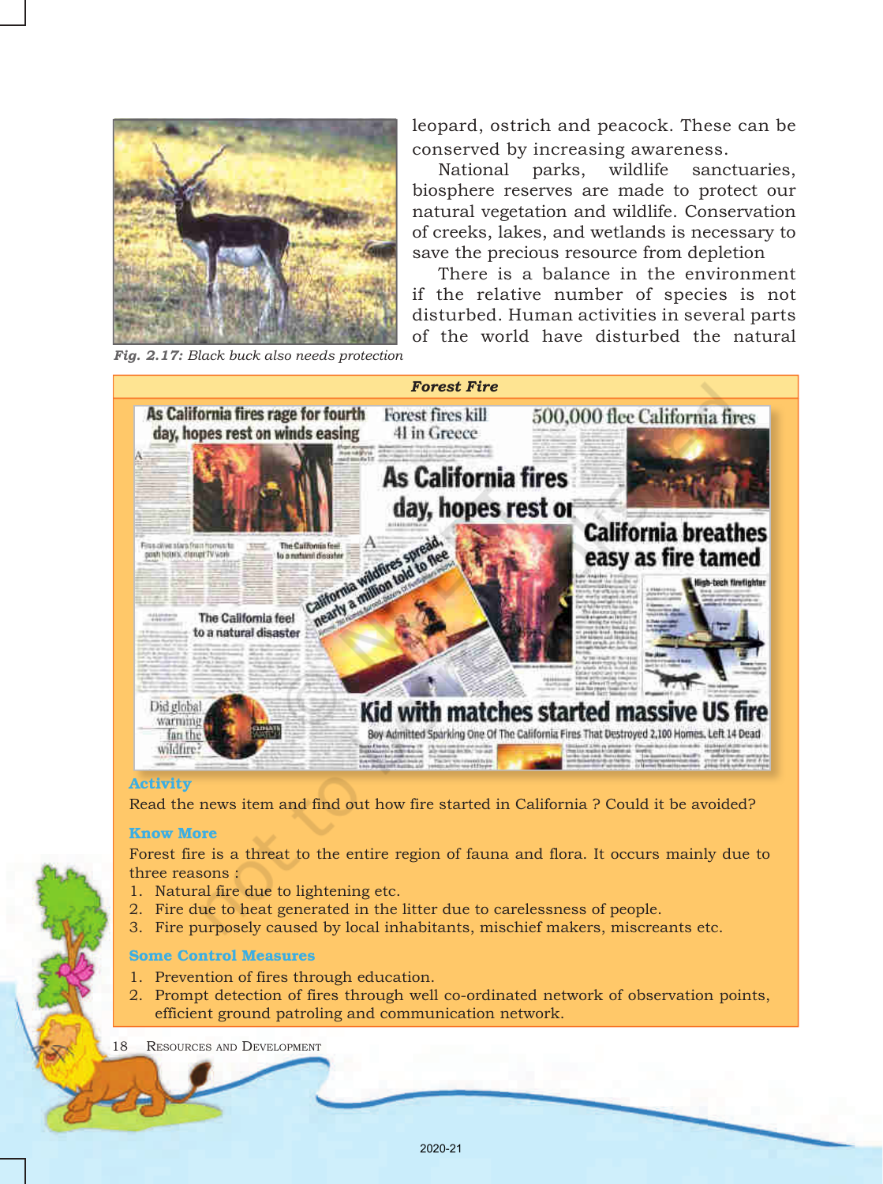leopard, ostrich and peacock. These can be conserved by increasing awareness.

National parks, wildlife sanctuaries, biosphere reserves are made to protect our natural vegetation and wildlife. Conservation of creeks, lakes, and wetlands is necessary to save the precious resource from depletion

There is a balance in the environment if the relative number of species is not disturbed. Human activities in several parts of the world have disturbed the natural

*Fig. 2.17: Black buck also needs protection*

***Forest Fire***

**Activity**

Read the news item and find out how fire started in California ? Could it be avoided?

**Know More**

Forest fire is a threat to the entire region of fauna and flora. It occurs mainly due to three reasons :

1. Natural fire due to lightening etc.
2. Fire due to heat generated in the litter due to carelessness of people.
3. Fire purposely caused by local inhabitants, mischief makers, miscreants etc.

**Some Control Measures**

1. Prevention of fires through education.
2. Prompt detection of fires through well co-ordinated network of observation points, efficient ground patroling and communication network.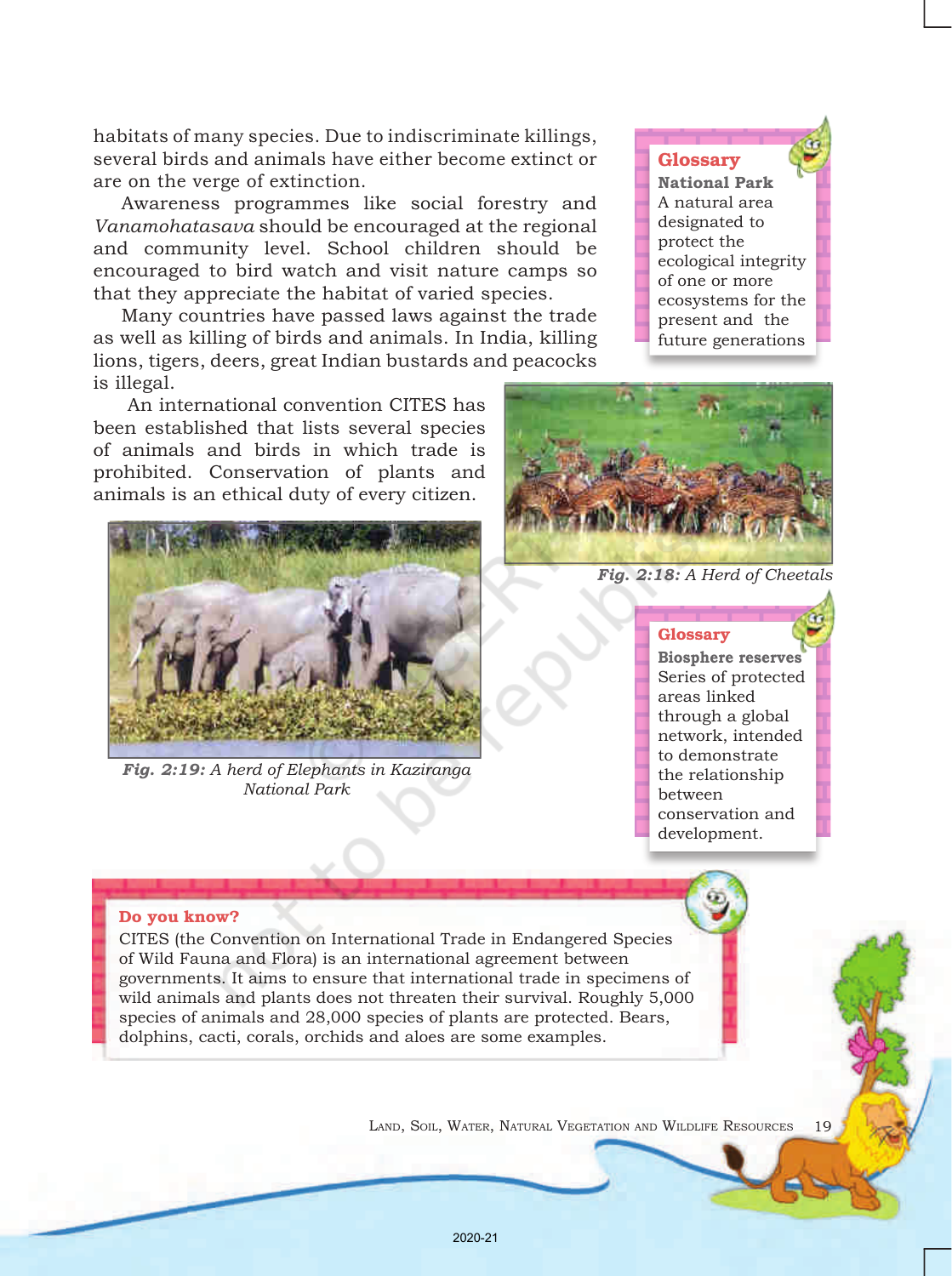habitats of many species. Due to indiscriminate killings, several birds and animals have either become extinct or are on the verge of extinction.

Awareness programmes like social forestry and *Vanamohatasava* should be encouraged at the regional and community level. School children should be encouraged to bird watch and visit nature camps so that they appreciate the habitat of varied species.

Many countries have passed laws against the trade as well as killing of birds and animals. In India, killing lions, tigers, deers, great Indian bustards and peacocks is illegal.

An international convention CITES has been established that lists several species of animals and birds in which trade is prohibited. Conservation of plants and animals is an ethical duty of every citizen.

**Glossary**

**National Park**
A natural area designated to protect the ecological integrity of one or more ecosystems for the present and the future generations

***Fig. 2:18:*** *A Herd of Cheetals*

***Fig. 2:19:*** *A herd of Elephants in Kaziranga National Park*

**Glossary**

**Biosphere reserves**
Series of protected areas linked through a global network, intended to demonstrate the relationship between conservation and development.

**Do you know?**

CITES (the Convention on International Trade in Endangered Species of Wild Fauna and Flora) is an international agreement between governments. It aims to ensure that international trade in specimens of wild animals and plants does not threaten their survival. Roughly 5,000 species of animals and 28,000 species of plants are protected. Bears, dolphins, cacti, corals, orchids and aloes are some examples.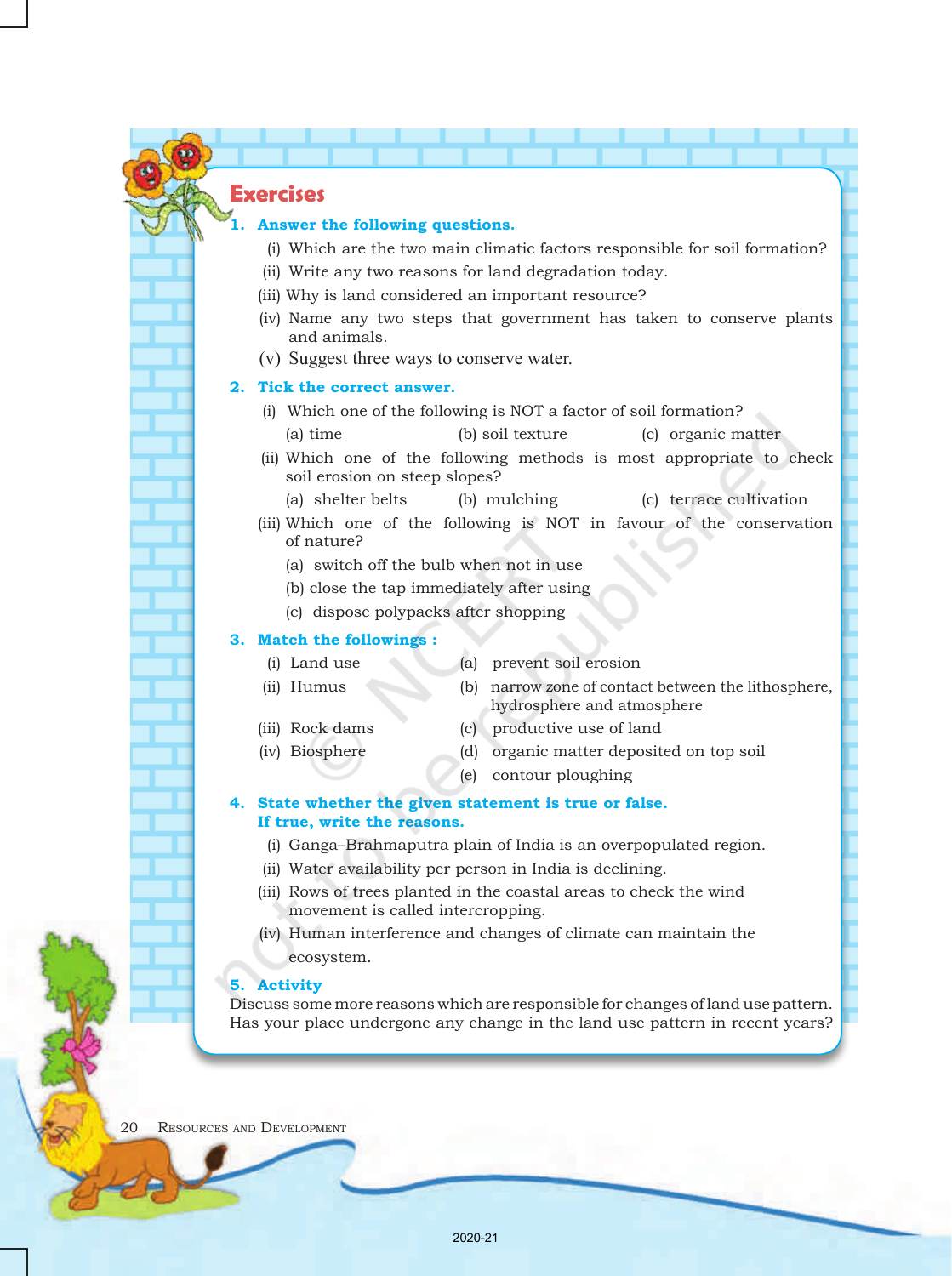## Exercises

**1. Answer the following questions.**

(i) Which are the two main climatic factors responsible for soil formation?

(ii) Write any two reasons for land degradation today.

(iii) Why is land considered an important resource?

(iv) Name any two steps that government has taken to conserve plants and animals.

(v) Suggest three ways to conserve water.

**2. Tick the correct answer.**

(i) Which one of the following is NOT a factor of soil formation?

(a) time (b) soil texture (c) organic matter

(ii) Which one of the following methods is most appropriate to check soil erosion on steep slopes?

(a) shelter belts (b) mulching (c) terrace cultivation

(iii) Which one of the following is NOT in favour of the conservation of nature?

(a) switch off the bulb when not in use

(b) close the tap immediately after using

(c) dispose polypacks after shopping

**3. Match the followings :**

| | |
|---|---|
| (i) Land use | (a) prevent soil erosion |
| (ii) Humus | (b) narrow zone of contact between the lithosphere, hydrosphere and atmosphere |
| (iii) Rock dams | (c) productive use of land |
| (iv) Biosphere | (d) organic matter deposited on top soil |
| | (e) contour ploughing |

**4. State whether the given statement is true or false. If true, write the reasons.**

(i) Ganga–Brahmaputra plain of India is an overpopulated region.

(ii) Water availability per person in India is declining.

(iii) Rows of trees planted in the coastal areas to check the wind movement is called intercropping.

(iv) Human interference and changes of climate can maintain the ecosystem.

**5. Activity**

Discuss some more reasons which are responsible for changes of land use pattern. Has your place undergone any change in the land use pattern in recent years?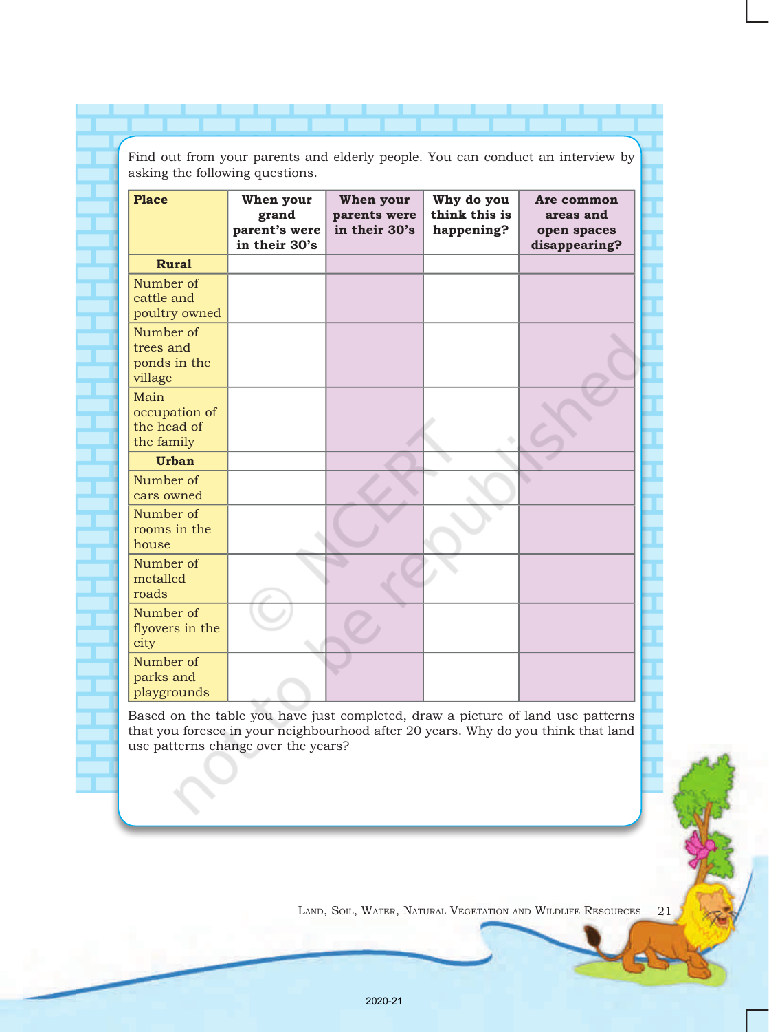Find out from your parents and elderly people. You can conduct an interview by asking the following questions.

| Place | When your grand parent's were in their 30's | When your parents were in their 30's | Why do you think this is happening? | Are common areas and open spaces disappearing? |
|---|---|---|---|---|
| **Rural** | | | | |
| Number of cattle and poultry owned | | | | |
| Number of trees and ponds in the village | | | | |
| Main occupation of the head of the family | | | | |
| **Urban** | | | | |
| Number of cars owned | | | | |
| Number of rooms in the house | | | | |
| Number of metalled roads | | | | |
| Number of flyovers in the city | | | | |
| Number of parks and playgrounds | | | | |

Based on the table you have just completed, draw a picture of land use patterns that you foresee in your neighbourhood after 20 years. Why do you think that land use patterns change over the years?